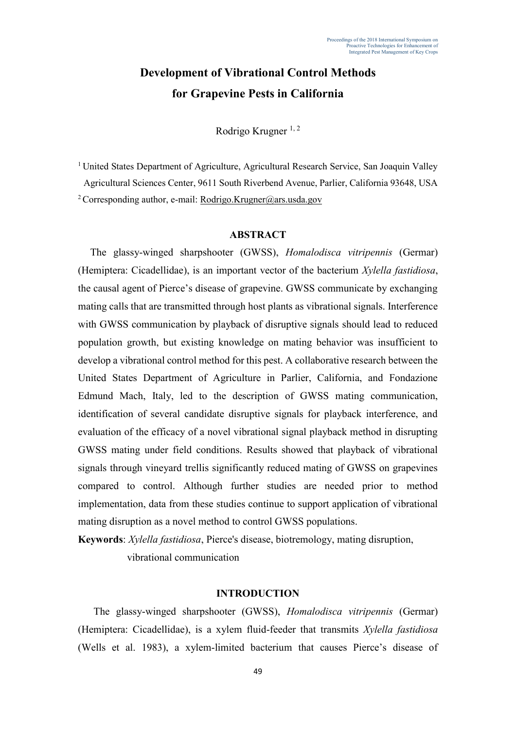# Development of Vibrational Control Methods for Grapevine Pests in California

Rodrigo Krugner [1, 2]

[1] United States Department of Agriculture, Agricultural Research Service, San Joaquin Valley Agricultural Sciences Center, 9611 South Riverbend Avenue, Parlier, California 93648, USA

[2] Corresponding author, e-mail: Rodrigo.Krugner@ars.usda.gov

## ABSTRACT

The glassy-winged sharpshooter (GWSS), *Homalodisca vitripennis* (Germar) (Hemiptera: Cicadellidae), is an important vector of the bacterium *Xylella fastidiosa*, the causal agent of Pierce's disease of grapevine. GWSS communicate by exchanging mating calls that are transmitted through host plants as vibrational signals. Interference with GWSS communication by playback of disruptive signals should lead to reduced population growth, but existing knowledge on mating behavior was insufficient to develop a vibrational control method for this pest. A collaborative research between the United States Department of Agriculture in Parlier, California, and Fondazione Edmund Mach, Italy, led to the description of GWSS mating communication, identification of several candidate disruptive signals for playback interference, and evaluation of the efficacy of a novel vibrational signal playback method in disrupting GWSS mating under field conditions. Results showed that playback of vibrational signals through vineyard trellis significantly reduced mating of GWSS on grapevines compared to control. Although further studies are needed prior to method implementation, data from these studies continue to support application of vibrational mating disruption as a novel method to control GWSS populations.

**Keywords**: *Xylella fastidiosa*, Pierce's disease, biotremology, mating disruption, vibrational communication

## INTRODUCTION

The glassy-winged sharpshooter (GWSS), *Homalodisca vitripennis* (Germar) (Hemiptera: Cicadellidae), is a xylem fluid-feeder that transmits *Xylella fastidiosa* (Wells et al. 1983), a xylem-limited bacterium that causes Pierce's disease of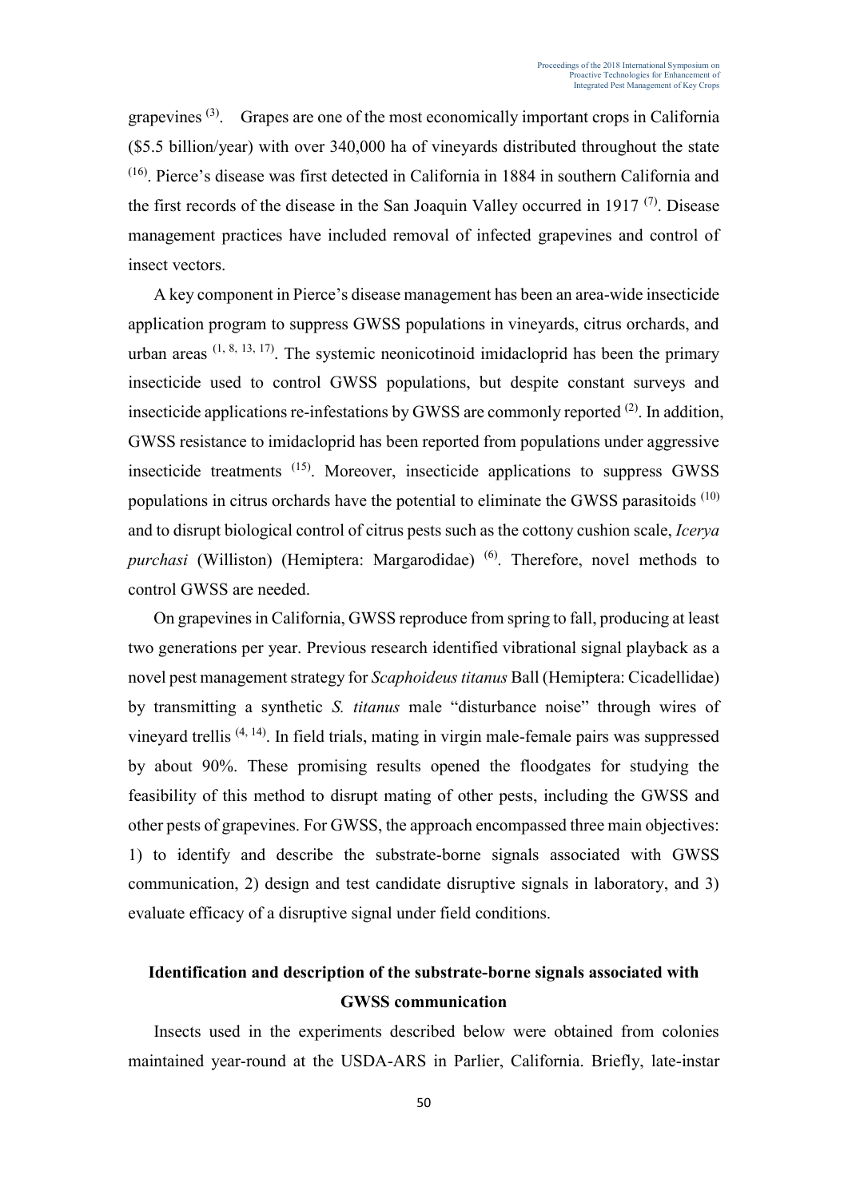grapevines [3]. Grapes are one of the most economically important crops in California ($5.5 billion/year) with over 340,000 ha of vineyards distributed throughout the state [16]. Pierce's disease was first detected in California in 1884 in southern California and the first records of the disease in the San Joaquin Valley occurred in 1917 [7]. Disease management practices have included removal of infected grapevines and control of insect vectors.

A key component in Pierce's disease management has been an area-wide insecticide application program to suppress GWSS populations in vineyards, citrus orchards, and urban areas [1, 8, 13, 17]. The systemic neonicotinoid imidacloprid has been the primary insecticide used to control GWSS populations, but despite constant surveys and insecticide applications re-infestations by GWSS are commonly reported [2]. In addition, GWSS resistance to imidacloprid has been reported from populations under aggressive insecticide treatments [15]. Moreover, insecticide applications to suppress GWSS populations in citrus orchards have the potential to eliminate the GWSS parasitoids [10] and to disrupt biological control of citrus pests such as the cottony cushion scale, *Icerya purchasi* (Williston) (Hemiptera: Margarodidae) [6]. Therefore, novel methods to control GWSS are needed.

On grapevines in California, GWSS reproduce from spring to fall, producing at least two generations per year. Previous research identified vibrational signal playback as a novel pest management strategy for *Scaphoideus titanus* Ball (Hemiptera: Cicadellidae) by transmitting a synthetic *S. titanus* male "disturbance noise" through wires of vineyard trellis [4, 14]. In field trials, mating in virgin male-female pairs was suppressed by about 90%. These promising results opened the floodgates for studying the feasibility of this method to disrupt mating of other pests, including the GWSS and other pests of grapevines. For GWSS, the approach encompassed three main objectives: 1) to identify and describe the substrate-borne signals associated with GWSS communication, 2) design and test candidate disruptive signals in laboratory, and 3) evaluate efficacy of a disruptive signal under field conditions.

## Identification and description of the substrate-borne signals associated with GWSS communication

Insects used in the experiments described below were obtained from colonies maintained year-round at the USDA-ARS in Parlier, California. Briefly, late-instar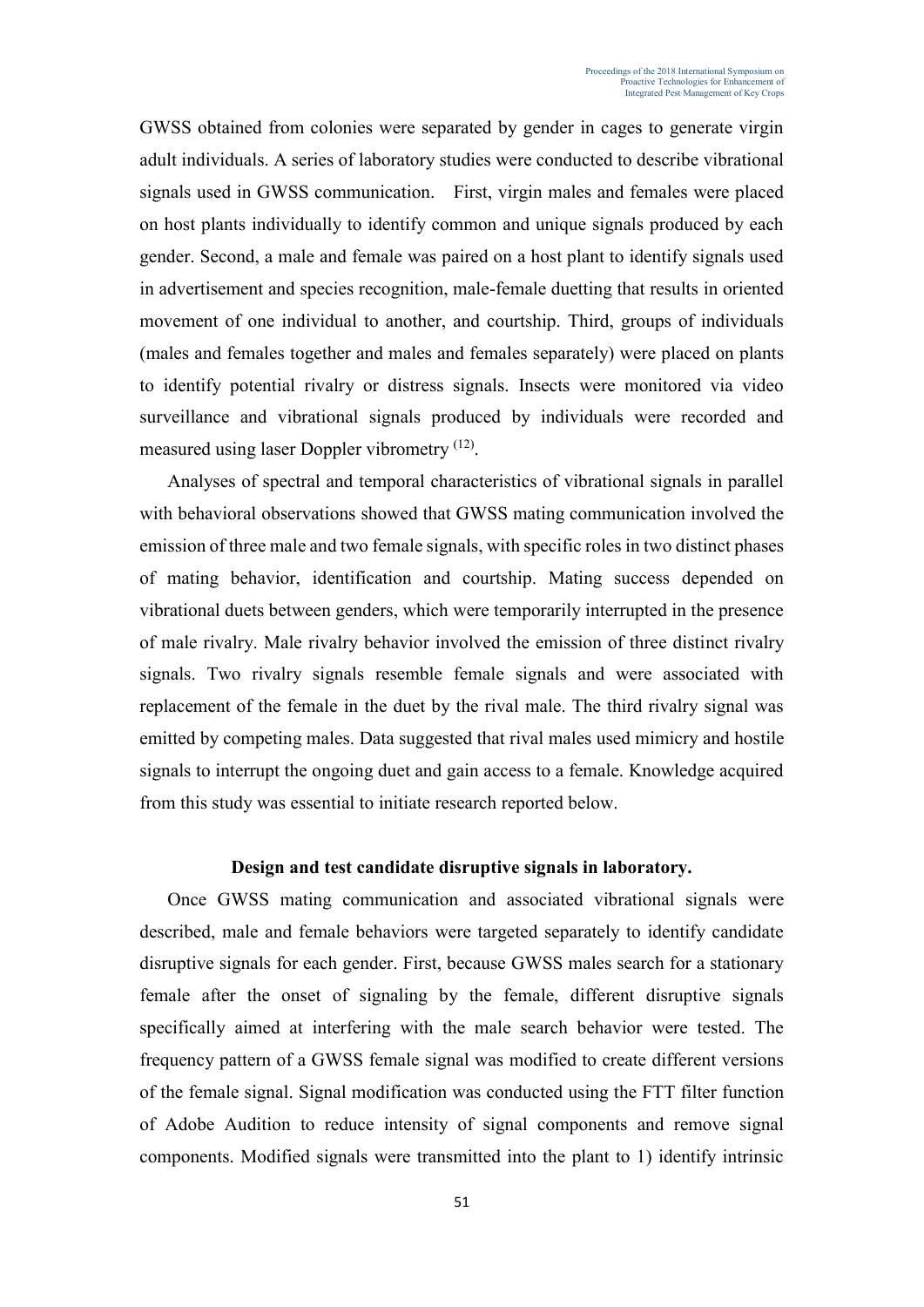GWSS obtained from colonies were separated by gender in cages to generate virgin adult individuals. A series of laboratory studies were conducted to describe vibrational signals used in GWSS communication. First, virgin males and females were placed on host plants individually to identify common and unique signals produced by each gender. Second, a male and female was paired on a host plant to identify signals used in advertisement and species recognition, male-female duetting that results in oriented movement of one individual to another, and courtship. Third, groups of individuals (males and females together and males and females separately) were placed on plants to identify potential rivalry or distress signals. Insects were monitored via video surveillance and vibrational signals produced by individuals were recorded and measured using laser Doppler vibrometry [(12)].

Analyses of spectral and temporal characteristics of vibrational signals in parallel with behavioral observations showed that GWSS mating communication involved the emission of three male and two female signals, with specific roles in two distinct phases of mating behavior, identification and courtship. Mating success depended on vibrational duets between genders, which were temporarily interrupted in the presence of male rivalry. Male rivalry behavior involved the emission of three distinct rivalry signals. Two rivalry signals resemble female signals and were associated with replacement of the female in the duet by the rival male. The third rivalry signal was emitted by competing males. Data suggested that rival males used mimicry and hostile signals to interrupt the ongoing duet and gain access to a female. Knowledge acquired from this study was essential to initiate research reported below.

**Design and test candidate disruptive signals in laboratory.**

Once GWSS mating communication and associated vibrational signals were described, male and female behaviors were targeted separately to identify candidate disruptive signals for each gender. First, because GWSS males search for a stationary female after the onset of signaling by the female, different disruptive signals specifically aimed at interfering with the male search behavior were tested. The frequency pattern of a GWSS female signal was modified to create different versions of the female signal. Signal modification was conducted using the FTT filter function of Adobe Audition to reduce intensity of signal components and remove signal components. Modified signals were transmitted into the plant to 1) identify intrinsic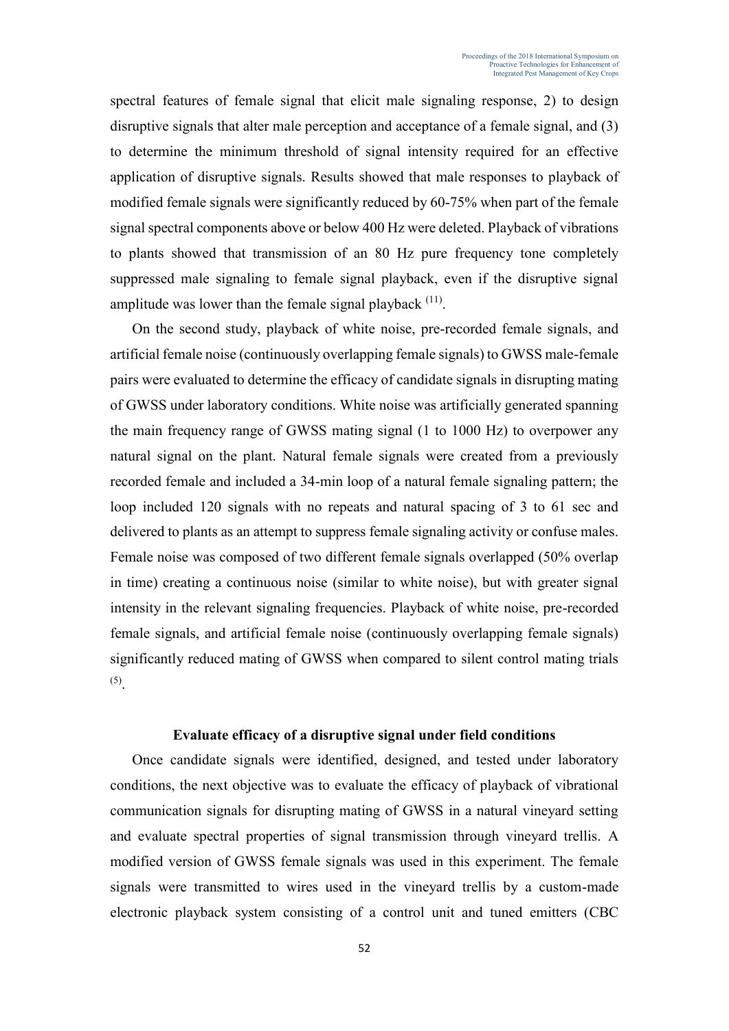spectral features of female signal that elicit male signaling response, 2) to design disruptive signals that alter male perception and acceptance of a female signal, and (3) to determine the minimum threshold of signal intensity required for an effective application of disruptive signals. Results showed that male responses to playback of modified female signals were significantly reduced by 60-75% when part of the female signal spectral components above or below 400 Hz were deleted. Playback of vibrations to plants showed that transmission of an 80 Hz pure frequency tone completely suppressed male signaling to female signal playback, even if the disruptive signal amplitude was lower than the female signal playback [11].

On the second study, playback of white noise, pre-recorded female signals, and artificial female noise (continuously overlapping female signals) to GWSS male-female pairs were evaluated to determine the efficacy of candidate signals in disrupting mating of GWSS under laboratory conditions. White noise was artificially generated spanning the main frequency range of GWSS mating signal (1 to 1000 Hz) to overpower any natural signal on the plant. Natural female signals were created from a previously recorded female and included a 34-min loop of a natural female signaling pattern; the loop included 120 signals with no repeats and natural spacing of 3 to 61 sec and delivered to plants as an attempt to suppress female signaling activity or confuse males. Female noise was composed of two different female signals overlapped (50% overlap in time) creating a continuous noise (similar to white noise), but with greater signal intensity in the relevant signaling frequencies. Playback of white noise, pre-recorded female signals, and artificial female noise (continuously overlapping female signals) significantly reduced mating of GWSS when compared to silent control mating trials [5].

### Evaluate efficacy of a disruptive signal under field conditions

Once candidate signals were identified, designed, and tested under laboratory conditions, the next objective was to evaluate the efficacy of playback of vibrational communication signals for disrupting mating of GWSS in a natural vineyard setting and evaluate spectral properties of signal transmission through vineyard trellis. A modified version of GWSS female signals was used in this experiment. The female signals were transmitted to wires used in the vineyard trellis by a custom-made electronic playback system consisting of a control unit and tuned emitters (CBC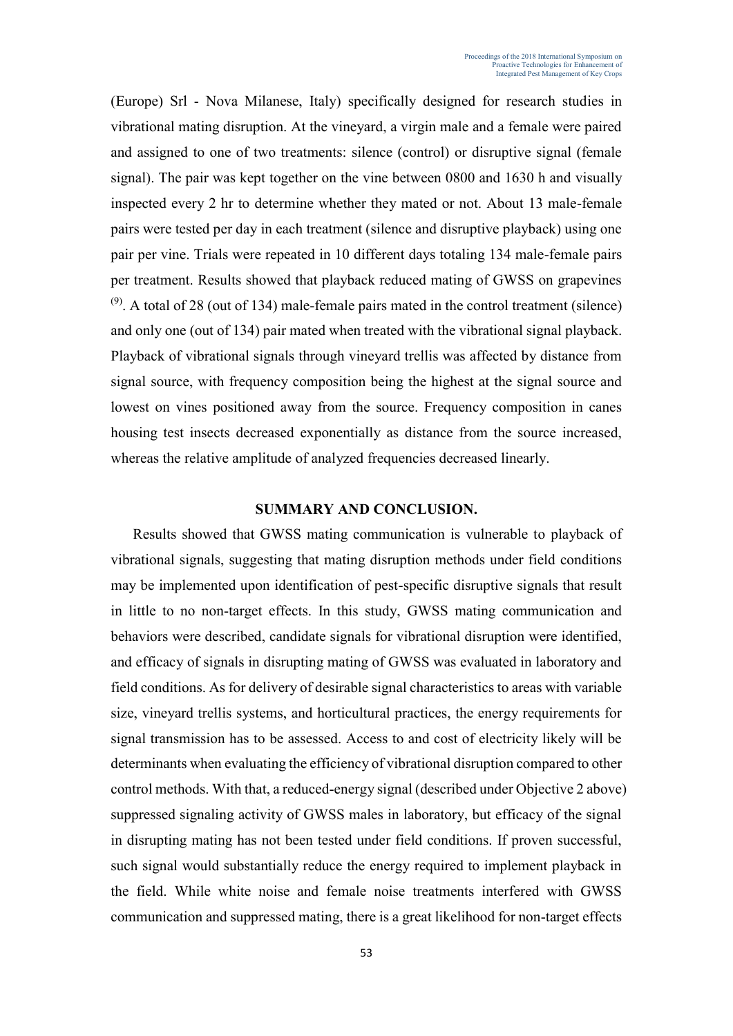(Europe) Srl - Nova Milanese, Italy) specifically designed for research studies in vibrational mating disruption. At the vineyard, a virgin male and a female were paired and assigned to one of two treatments: silence (control) or disruptive signal (female signal). The pair was kept together on the vine between 0800 and 1630 h and visually inspected every 2 hr to determine whether they mated or not. About 13 male-female pairs were tested per day in each treatment (silence and disruptive playback) using one pair per vine. Trials were repeated in 10 different days totaling 134 male-female pairs per treatment. Results showed that playback reduced mating of GWSS on grapevines [(9)]. A total of 28 (out of 134) male-female pairs mated in the control treatment (silence) and only one (out of 134) pair mated when treated with the vibrational signal playback. Playback of vibrational signals through vineyard trellis was affected by distance from signal source, with frequency composition being the highest at the signal source and lowest on vines positioned away from the source. Frequency composition in canes housing test insects decreased exponentially as distance from the source increased, whereas the relative amplitude of analyzed frequencies decreased linearly.

## SUMMARY AND CONCLUSION.

Results showed that GWSS mating communication is vulnerable to playback of vibrational signals, suggesting that mating disruption methods under field conditions may be implemented upon identification of pest-specific disruptive signals that result in little to no non-target effects. In this study, GWSS mating communication and behaviors were described, candidate signals for vibrational disruption were identified, and efficacy of signals in disrupting mating of GWSS was evaluated in laboratory and field conditions. As for delivery of desirable signal characteristics to areas with variable size, vineyard trellis systems, and horticultural practices, the energy requirements for signal transmission has to be assessed. Access to and cost of electricity likely will be determinants when evaluating the efficiency of vibrational disruption compared to other control methods. With that, a reduced-energy signal (described under Objective 2 above) suppressed signaling activity of GWSS males in laboratory, but efficacy of the signal in disrupting mating has not been tested under field conditions. If proven successful, such signal would substantially reduce the energy required to implement playback in the field. While white noise and female noise treatments interfered with GWSS communication and suppressed mating, there is a great likelihood for non-target effects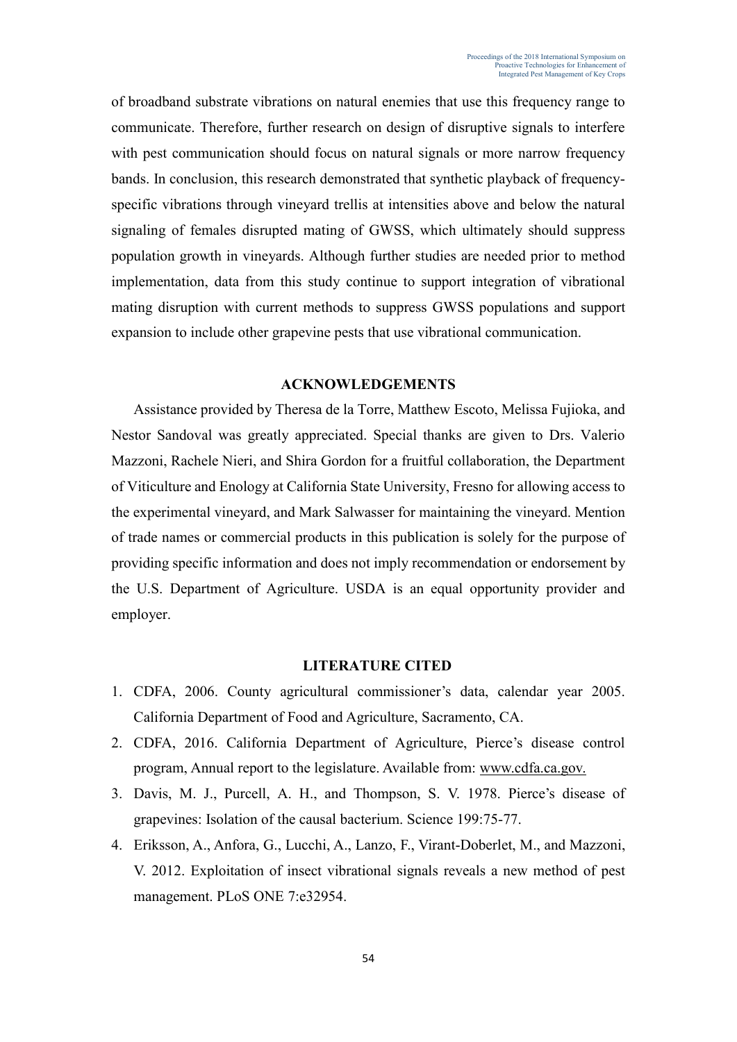of broadband substrate vibrations on natural enemies that use this frequency range to communicate. Therefore, further research on design of disruptive signals to interfere with pest communication should focus on natural signals or more narrow frequency bands. In conclusion, this research demonstrated that synthetic playback of frequency-specific vibrations through vineyard trellis at intensities above and below the natural signaling of females disrupted mating of GWSS, which ultimately should suppress population growth in vineyards. Although further studies are needed prior to method implementation, data from this study continue to support integration of vibrational mating disruption with current methods to suppress GWSS populations and support expansion to include other grapevine pests that use vibrational communication.

## ACKNOWLEDGEMENTS

Assistance provided by Theresa de la Torre, Matthew Escoto, Melissa Fujioka, and Nestor Sandoval was greatly appreciated. Special thanks are given to Drs. Valerio Mazzoni, Rachele Nieri, and Shira Gordon for a fruitful collaboration, the Department of Viticulture and Enology at California State University, Fresno for allowing access to the experimental vineyard, and Mark Salwasser for maintaining the vineyard. Mention of trade names or commercial products in this publication is solely for the purpose of providing specific information and does not imply recommendation or endorsement by the U.S. Department of Agriculture. USDA is an equal opportunity provider and employer.

## LITERATURE CITED

1. CDFA, 2006. County agricultural commissioner's data, calendar year 2005. California Department of Food and Agriculture, Sacramento, CA.
2. CDFA, 2016. California Department of Agriculture, Pierce's disease control program, Annual report to the legislature. Available from: www.cdfa.ca.gov.
3. Davis, M. J., Purcell, A. H., and Thompson, S. V. 1978. Pierce's disease of grapevines: Isolation of the causal bacterium. Science 199:75-77.
4. Eriksson, A., Anfora, G., Lucchi, A., Lanzo, F., Virant-Doberlet, M., and Mazzoni, V. 2012. Exploitation of insect vibrational signals reveals a new method of pest management. PLoS ONE 7:e32954.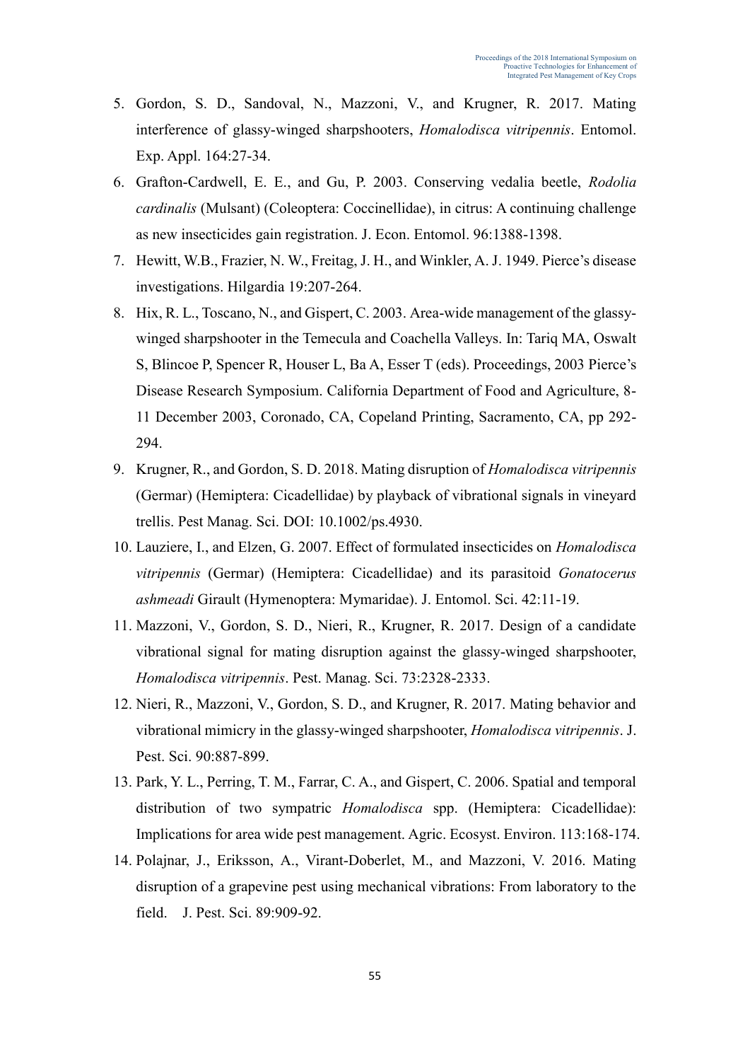5. Gordon, S. D., Sandoval, N., Mazzoni, V., and Krugner, R. 2017. Mating interference of glassy-winged sharpshooters, *Homalodisca vitripennis*. Entomol. Exp. Appl. 164:27-34.
6. Grafton-Cardwell, E. E., and Gu, P. 2003. Conserving vedalia beetle, *Rodolia cardinalis* (Mulsant) (Coleoptera: Coccinellidae), in citrus: A continuing challenge as new insecticides gain registration. J. Econ. Entomol. 96:1388-1398.
7. Hewitt, W.B., Frazier, N. W., Freitag, J. H., and Winkler, A. J. 1949. Pierce's disease investigations. Hilgardia 19:207-264.
8. Hix, R. L., Toscano, N., and Gispert, C. 2003. Area-wide management of the glassy-winged sharpshooter in the Temecula and Coachella Valleys. In: Tariq MA, Oswalt S, Blincoe P, Spencer R, Houser L, Ba A, Esser T (eds). Proceedings, 2003 Pierce's Disease Research Symposium. California Department of Food and Agriculture, 8-11 December 2003, Coronado, CA, Copeland Printing, Sacramento, CA, pp 292-294.
9. Krugner, R., and Gordon, S. D. 2018. Mating disruption of *Homalodisca vitripennis* (Germar) (Hemiptera: Cicadellidae) by playback of vibrational signals in vineyard trellis. Pest Manag. Sci. DOI: 10.1002/ps.4930.
10. Lauziere, I., and Elzen, G. 2007. Effect of formulated insecticides on *Homalodisca vitripennis* (Germar) (Hemiptera: Cicadellidae) and its parasitoid *Gonatocerus ashmeadi* Girault (Hymenoptera: Mymaridae). J. Entomol. Sci. 42:11-19.
11. Mazzoni, V., Gordon, S. D., Nieri, R., Krugner, R. 2017. Design of a candidate vibrational signal for mating disruption against the glassy-winged sharpshooter, *Homalodisca vitripennis*. Pest. Manag. Sci. 73:2328-2333.
12. Nieri, R., Mazzoni, V., Gordon, S. D., and Krugner, R. 2017. Mating behavior and vibrational mimicry in the glassy-winged sharpshooter, *Homalodisca vitripennis*. J. Pest. Sci. 90:887-899.
13. Park, Y. L., Perring, T. M., Farrar, C. A., and Gispert, C. 2006. Spatial and temporal distribution of two sympatric *Homalodisca* spp. (Hemiptera: Cicadellidae): Implications for area wide pest management. Agric. Ecosyst. Environ. 113:168-174.
14. Polajnar, J., Eriksson, A., Virant-Doberlet, M., and Mazzoni, V. 2016. Mating disruption of a grapevine pest using mechanical vibrations: From laboratory to the field. J. Pest. Sci. 89:909-92.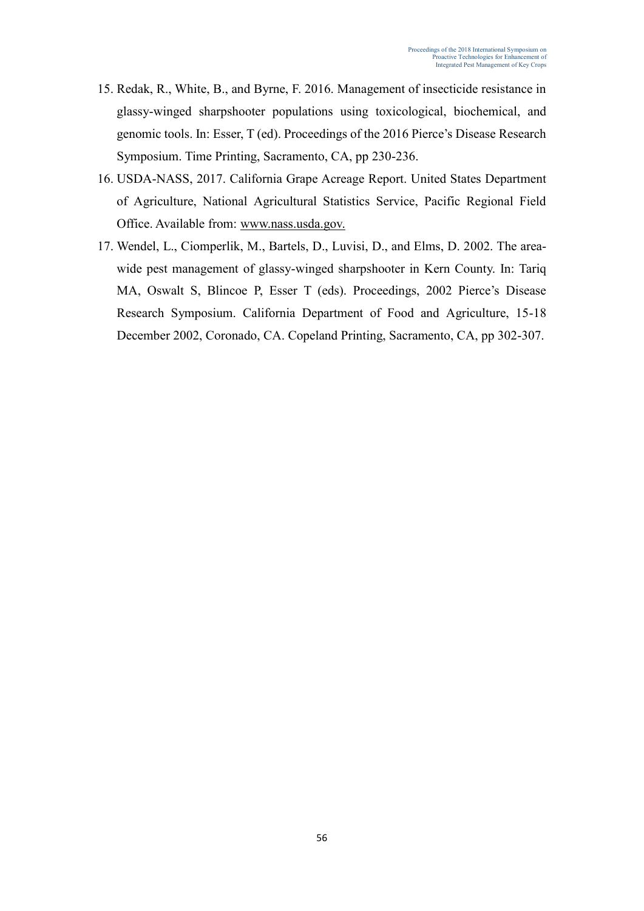15. Redak, R., White, B., and Byrne, F. 2016. Management of insecticide resistance in glassy-winged sharpshooter populations using toxicological, biochemical, and genomic tools. In: Esser, T (ed). Proceedings of the 2016 Pierce's Disease Research Symposium. Time Printing, Sacramento, CA, pp 230-236.
16. USDA-NASS, 2017. California Grape Acreage Report. United States Department of Agriculture, National Agricultural Statistics Service, Pacific Regional Field Office. Available from: www.nass.usda.gov.
17. Wendel, L., Ciomperlik, M., Bartels, D., Luvisi, D., and Elms, D. 2002. The area-wide pest management of glassy-winged sharpshooter in Kern County. In: Tariq MA, Oswalt S, Blincoe P, Esser T (eds). Proceedings, 2002 Pierce's Disease Research Symposium. California Department of Food and Agriculture, 15-18 December 2002, Coronado, CA. Copeland Printing, Sacramento, CA, pp 302-307.